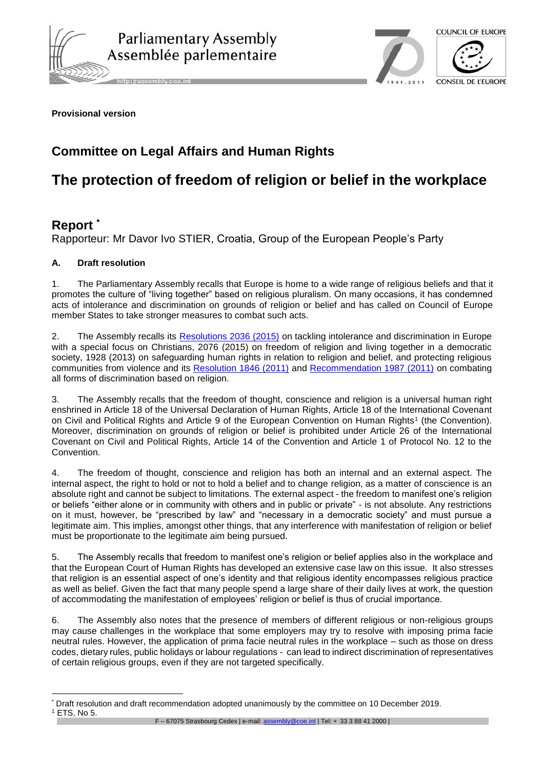Parliamentary Assembly
Assemblée parlementaire

COUNCIL OF EUROPE
CONSEIL DE L'EUROPE

**Provisional version**

## Committee on Legal Affairs and Human Rights

# The protection of freedom of religion or belief in the workplace

## Report *

Rapporteur: Mr Davor Ivo STIER, Croatia, Group of the European People's Party

### A. Draft resolution

1. The Parliamentary Assembly recalls that Europe is home to a wide range of religious beliefs and that it promotes the culture of "living together" based on religious pluralism. On many occasions, it has condemned acts of intolerance and discrimination on grounds of religion or belief and has called on Council of Europe member States to take stronger measures to combat such acts.

2. The Assembly recalls its Resolutions 2036 (2015) on tackling intolerance and discrimination in Europe with a special focus on Christians, 2076 (2015) on freedom of religion and living together in a democratic society, 1928 (2013) on safeguarding human rights in relation to religion and belief, and protecting religious communities from violence and its Resolution 1846 (2011) and Recommendation 1987 (2011) on combating all forms of discrimination based on religion.

3. The Assembly recalls that the freedom of thought, conscience and religion is a universal human right enshrined in Article 18 of the Universal Declaration of Human Rights, Article 18 of the International Covenant on Civil and Political Rights and Article 9 of the European Convention on Human Rights[1] (the Convention). Moreover, discrimination on grounds of religion or belief is prohibited under Article 26 of the International Covenant on Civil and Political Rights, Article 14 of the Convention and Article 1 of Protocol No. 12 to the Convention.

4. The freedom of thought, conscience and religion has both an internal and an external aspect. The internal aspect, the right to hold or not to hold a belief and to change religion, as a matter of conscience is an absolute right and cannot be subject to limitations. The external aspect - the freedom to manifest one's religion or beliefs "either alone or in community with others and in public or private" - is not absolute. Any restrictions on it must, however, be "prescribed by law" and "necessary in a democratic society" and must pursue a legitimate aim. This implies, amongst other things, that any interference with manifestation of religion or belief must be proportionate to the legitimate aim being pursued.

5. The Assembly recalls that freedom to manifest one's religion or belief applies also in the workplace and that the European Court of Human Rights has developed an extensive case law on this issue. It also stresses that religion is an essential aspect of one's identity and that religious identity encompasses religious practice as well as belief. Given the fact that many people spend a large share of their daily lives at work, the question of accommodating the manifestation of employees' religion or belief is thus of crucial importance.

6. The Assembly also notes that the presence of members of different religious or non-religious groups may cause challenges in the workplace that some employers may try to resolve with imposing prima facie neutral rules. However, the application of prima facie neutral rules in the workplace – such as those on dress codes, dietary rules, public holidays or labour regulations - can lead to indirect discrimination of representatives of certain religious groups, even if they are not targeted specifically.

---

* Draft resolution and draft recommendation adopted unanimously by the committee on 10 December 2019.

[1] ETS, No 5.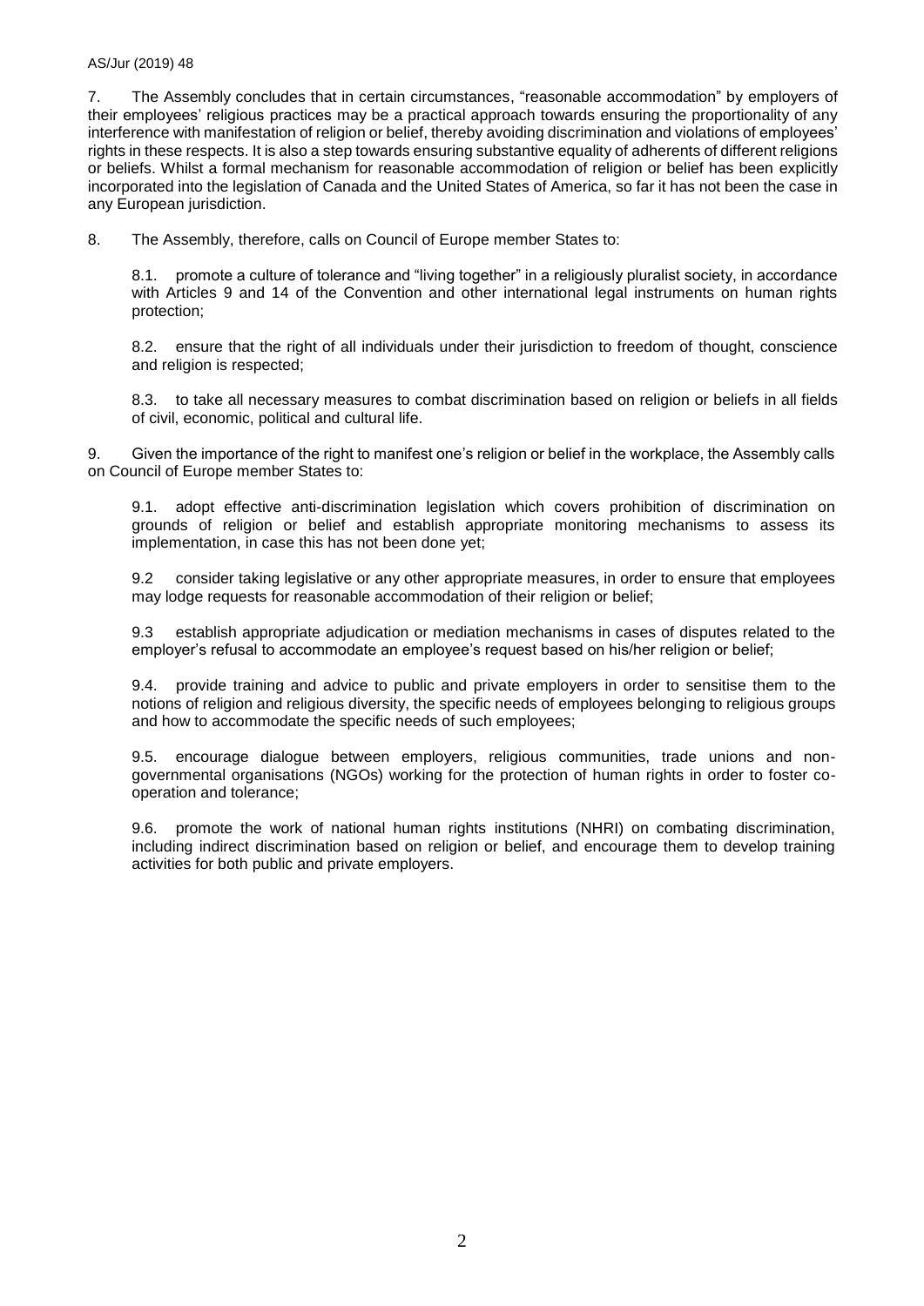7. The Assembly concludes that in certain circumstances, "reasonable accommodation" by employers of their employees' religious practices may be a practical approach towards ensuring the proportionality of any interference with manifestation of religion or belief, thereby avoiding discrimination and violations of employees' rights in these respects. It is also a step towards ensuring substantive equality of adherents of different religions or beliefs. Whilst a formal mechanism for reasonable accommodation of religion or belief has been explicitly incorporated into the legislation of Canada and the United States of America, so far it has not been the case in any European jurisdiction.

8. The Assembly, therefore, calls on Council of Europe member States to:

8.1. promote a culture of tolerance and "living together" in a religiously pluralist society, in accordance with Articles 9 and 14 of the Convention and other international legal instruments on human rights protection;

8.2. ensure that the right of all individuals under their jurisdiction to freedom of thought, conscience and religion is respected;

8.3. to take all necessary measures to combat discrimination based on religion or beliefs in all fields of civil, economic, political and cultural life.

9. Given the importance of the right to manifest one's religion or belief in the workplace, the Assembly calls on Council of Europe member States to:

9.1. adopt effective anti-discrimination legislation which covers prohibition of discrimination on grounds of religion or belief and establish appropriate monitoring mechanisms to assess its implementation, in case this has not been done yet;

9.2 consider taking legislative or any other appropriate measures, in order to ensure that employees may lodge requests for reasonable accommodation of their religion or belief;

9.3 establish appropriate adjudication or mediation mechanisms in cases of disputes related to the employer's refusal to accommodate an employee's request based on his/her religion or belief;

9.4. provide training and advice to public and private employers in order to sensitise them to the notions of religion and religious diversity, the specific needs of employees belonging to religious groups and how to accommodate the specific needs of such employees;

9.5. encourage dialogue between employers, religious communities, trade unions and non-governmental organisations (NGOs) working for the protection of human rights in order to foster co-operation and tolerance;

9.6. promote the work of national human rights institutions (NHRI) on combating discrimination, including indirect discrimination based on religion or belief, and encourage them to develop training activities for both public and private employers.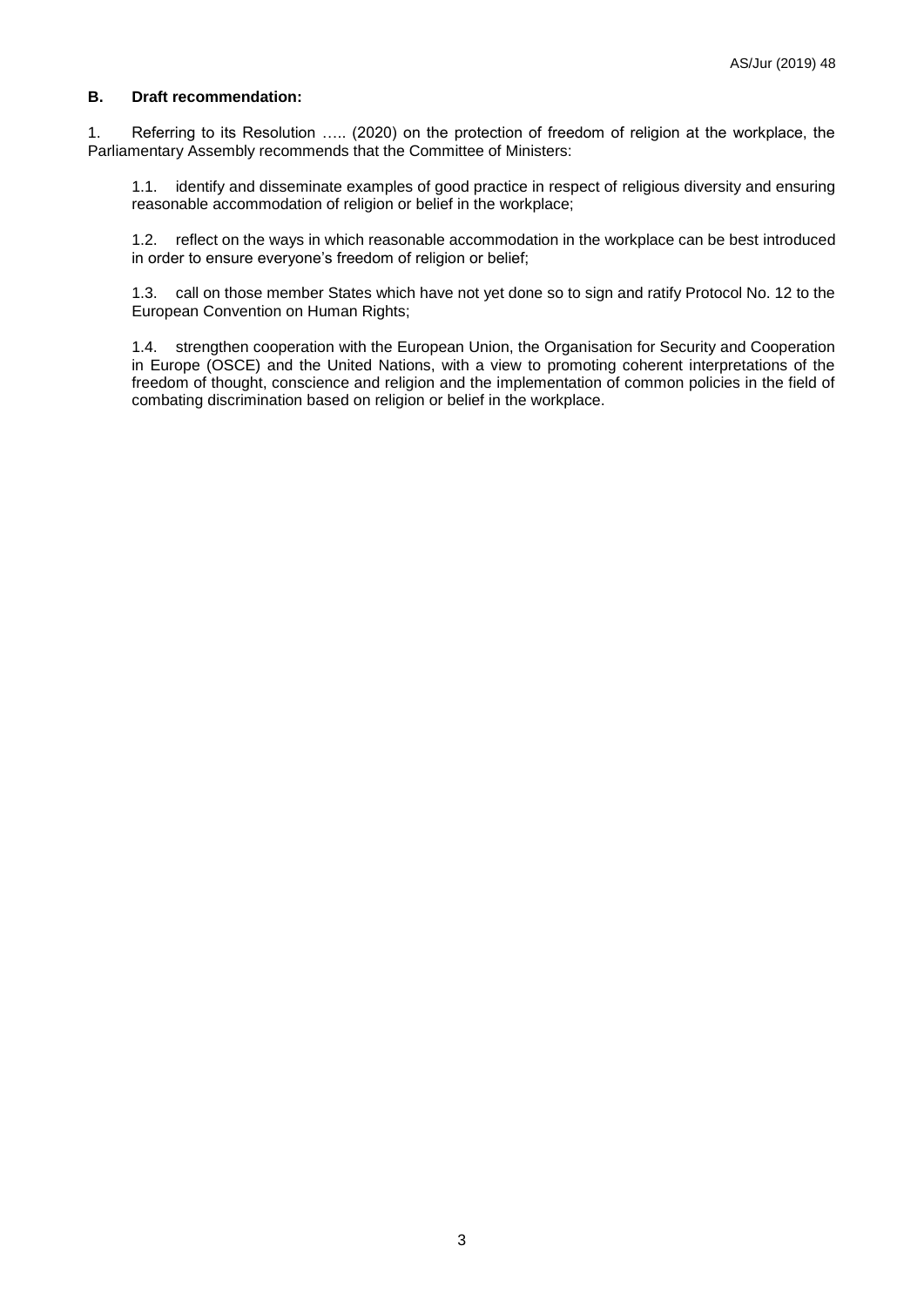### B. Draft recommendation:

1. Referring to its Resolution ….. (2020) on the protection of freedom of religion at the workplace, the Parliamentary Assembly recommends that the Committee of Ministers:

1.1. identify and disseminate examples of good practice in respect of religious diversity and ensuring reasonable accommodation of religion or belief in the workplace;

1.2. reflect on the ways in which reasonable accommodation in the workplace can be best introduced in order to ensure everyone's freedom of religion or belief;

1.3. call on those member States which have not yet done so to sign and ratify Protocol No. 12 to the European Convention on Human Rights;

1.4. strengthen cooperation with the European Union, the Organisation for Security and Cooperation in Europe (OSCE) and the United Nations, with a view to promoting coherent interpretations of the freedom of thought, conscience and religion and the implementation of common policies in the field of combating discrimination based on religion or belief in the workplace.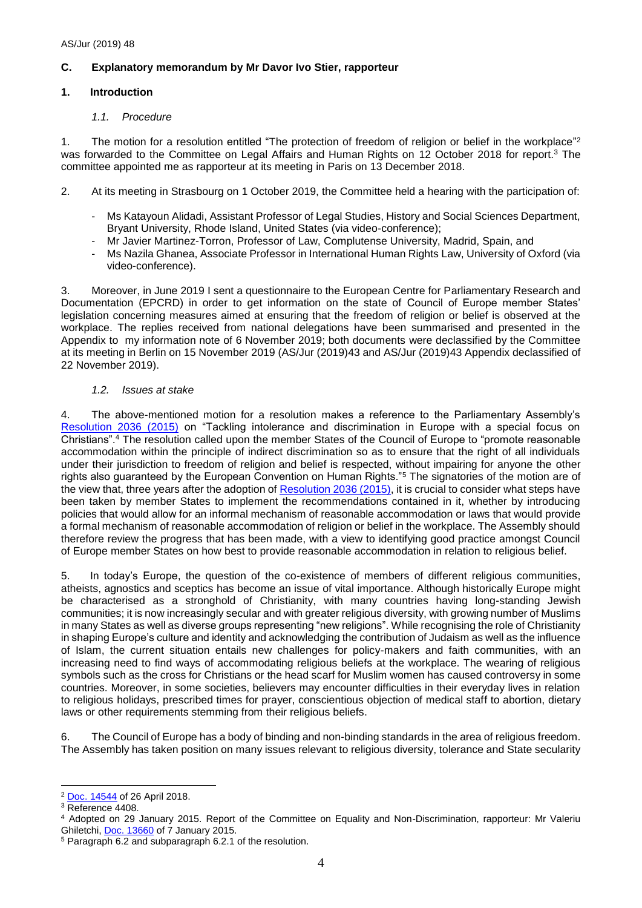## C. Explanatory memorandum by Mr Davor Ivo Stier, rapporteur

### 1. Introduction

#### *1.1. Procedure*

1. The motion for a resolution entitled "The protection of freedom of religion or belief in the workplace"[2] was forwarded to the Committee on Legal Affairs and Human Rights on 12 October 2018 for report.[3] The committee appointed me as rapporteur at its meeting in Paris on 13 December 2018.

2. At its meeting in Strasbourg on 1 October 2019, the Committee held a hearing with the participation of:

- Ms Katayoun Alidadi, Assistant Professor of Legal Studies, History and Social Sciences Department, Bryant University, Rhode Island, United States (via video-conference);
- Mr Javier Martinez-Torron, Professor of Law, Complutense University, Madrid, Spain, and
- Ms Nazila Ghanea, Associate Professor in International Human Rights Law, University of Oxford (via video-conference).

3. Moreover, in June 2019 I sent a questionnaire to the European Centre for Parliamentary Research and Documentation (EPCRD) in order to get information on the state of Council of Europe member States' legislation concerning measures aimed at ensuring that the freedom of religion or belief is observed at the workplace. The replies received from national delegations have been summarised and presented in the Appendix to my information note of 6 November 2019; both documents were declassified by the Committee at its meeting in Berlin on 15 November 2019 (AS/Jur (2019)43 and AS/Jur (2019)43 Appendix declassified of 22 November 2019).

#### *1.2. Issues at stake*

4. The above-mentioned motion for a resolution makes a reference to the Parliamentary Assembly's Resolution 2036 (2015) on "Tackling intolerance and discrimination in Europe with a special focus on Christians".[4] The resolution called upon the member States of the Council of Europe to "promote reasonable accommodation within the principle of indirect discrimination so as to ensure that the right of all individuals under their jurisdiction to freedom of religion and belief is respected, without impairing for anyone the other rights also guaranteed by the European Convention on Human Rights."[5] The signatories of the motion are of the view that, three years after the adoption of Resolution 2036 (2015), it is crucial to consider what steps have been taken by member States to implement the recommendations contained in it, whether by introducing policies that would allow for an informal mechanism of reasonable accommodation or laws that would provide a formal mechanism of reasonable accommodation of religion or belief in the workplace. The Assembly should therefore review the progress that has been made, with a view to identifying good practice amongst Council of Europe member States on how best to provide reasonable accommodation in relation to religious belief.

5. In today's Europe, the question of the co-existence of members of different religious communities, atheists, agnostics and sceptics has become an issue of vital importance. Although historically Europe might be characterised as a stronghold of Christianity, with many countries having long-standing Jewish communities; it is now increasingly secular and with greater religious diversity, with growing number of Muslims in many States as well as diverse groups representing "new religions". While recognising the role of Christianity in shaping Europe's culture and identity and acknowledging the contribution of Judaism as well as the influence of Islam, the current situation entails new challenges for policy-makers and faith communities, with an increasing need to find ways of accommodating religious beliefs at the workplace. The wearing of religious symbols such as the cross for Christians or the head scarf for Muslim women has caused controversy in some countries. Moreover, in some societies, believers may encounter difficulties in their everyday lives in relation to religious holidays, prescribed times for prayer, conscientious objection of medical staff to abortion, dietary laws or other requirements stemming from their religious beliefs.

6. The Council of Europe has a body of binding and non-binding standards in the area of religious freedom. The Assembly has taken position on many issues relevant to religious diversity, tolerance and State secularity

---

[2] Doc. 14544 of 26 April 2018.

[3] Reference 4408.

[4] Adopted on 29 January 2015. Report of the Committee on Equality and Non-Discrimination, rapporteur: Mr Valeriu Ghiletchi, Doc. 13660 of 7 January 2015.

[5] Paragraph 6.2 and subparagraph 6.2.1 of the resolution.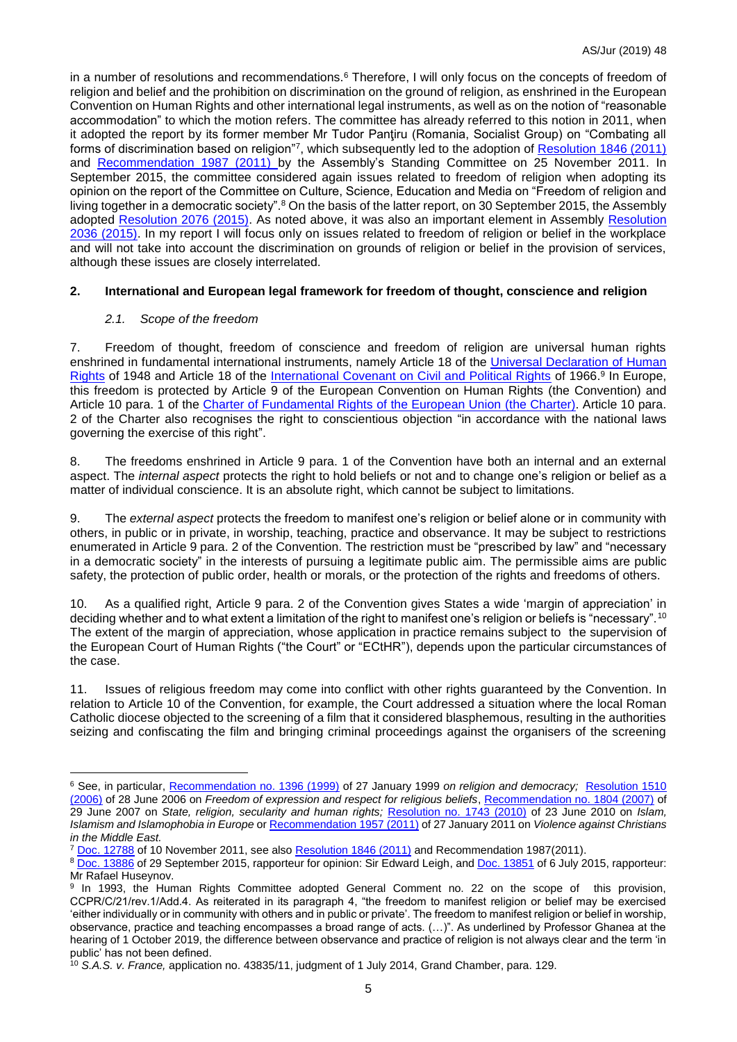in a number of resolutions and recommendations.[6] Therefore, I will only focus on the concepts of freedom of religion and belief and the prohibition on discrimination on the ground of religion, as enshrined in the European Convention on Human Rights and other international legal instruments, as well as on the notion of "reasonable accommodation" to which the motion refers. The committee has already referred to this notion in 2011, when it adopted the report by its former member Mr Tudor Panţiru (Romania, Socialist Group) on "Combating all forms of discrimination based on religion"[7], which subsequently led to the adoption of Resolution 1846 (2011) and Recommendation 1987 (2011) by the Assembly's Standing Committee on 25 November 2011. In September 2015, the committee considered again issues related to freedom of religion when adopting its opinion on the report of the Committee on Culture, Science, Education and Media on "Freedom of religion and living together in a democratic society".[8] On the basis of the latter report, on 30 September 2015, the Assembly adopted Resolution 2076 (2015). As noted above, it was also an important element in Assembly Resolution 2036 (2015). In my report I will focus only on issues related to freedom of religion or belief in the workplace and will not take into account the discrimination on grounds of religion or belief in the provision of services, although these issues are closely interrelated.

## 2. International and European legal framework for freedom of thought, conscience and religion

### *2.1. Scope of the freedom*

7. Freedom of thought, freedom of conscience and freedom of religion are universal human rights enshrined in fundamental international instruments, namely Article 18 of the Universal Declaration of Human Rights of 1948 and Article 18 of the International Covenant on Civil and Political Rights of 1966.[9] In Europe, this freedom is protected by Article 9 of the European Convention on Human Rights (the Convention) and Article 10 para. 1 of the Charter of Fundamental Rights of the European Union (the Charter). Article 10 para. 2 of the Charter also recognises the right to conscientious objection "in accordance with the national laws governing the exercise of this right".

8. The freedoms enshrined in Article 9 para. 1 of the Convention have both an internal and an external aspect. The *internal aspect* protects the right to hold beliefs or not and to change one's religion or belief as a matter of individual conscience. It is an absolute right, which cannot be subject to limitations.

9. The *external aspect* protects the freedom to manifest one's religion or belief alone or in community with others, in public or in private, in worship, teaching, practice and observance. It may be subject to restrictions enumerated in Article 9 para. 2 of the Convention. The restriction must be "prescribed by law" and "necessary in a democratic society" in the interests of pursuing a legitimate public aim. The permissible aims are public safety, the protection of public order, health or morals, or the protection of the rights and freedoms of others.

10. As a qualified right, Article 9 para. 2 of the Convention gives States a wide 'margin of appreciation' in deciding whether and to what extent a limitation of the right to manifest one's religion or beliefs is "necessary".[10] The extent of the margin of appreciation, whose application in practice remains subject to the supervision of the European Court of Human Rights ("the Court" or "ECtHR"), depends upon the particular circumstances of the case.

11. Issues of religious freedom may come into conflict with other rights guaranteed by the Convention. In relation to Article 10 of the Convention, for example, the Court addressed a situation where the local Roman Catholic diocese objected to the screening of a film that it considered blasphemous, resulting in the authorities seizing and confiscating the film and bringing criminal proceedings against the organisers of the screening

---

[6] See, in particular, Recommendation no. 1396 (1999) of 27 January 1999 *on religion and democracy;* Resolution 1510 (2006) of 28 June 2006 on *Freedom of expression and respect for religious beliefs*, Recommendation no. 1804 (2007) of 29 June 2007 on *State, religion, secularity and human rights;* Resolution no. 1743 (2010) of 23 June 2010 on *Islam, Islamism and Islamophobia in Europe* or Recommendation 1957 (2011) of 27 January 2011 on *Violence against Christians in the Middle East.*

[7] Doc. 12788 of 10 November 2011, see also Resolution 1846 (2011) and Recommendation 1987(2011).

[8] Doc. 13886 of 29 September 2015, rapporteur for opinion: Sir Edward Leigh, and Doc. 13851 of 6 July 2015, rapporteur: Mr Rafael Huseynov.

[9] In 1993, the Human Rights Committee adopted General Comment no. 22 on the scope of this provision, CCPR/C/21/rev.1/Add.4. As reiterated in its paragraph 4, "the freedom to manifest religion or belief may be exercised 'either individually or in community with others and in public or private'. The freedom to manifest religion or belief in worship, observance, practice and teaching encompasses a broad range of acts. (…)". As underlined by Professor Ghanea at the hearing of 1 October 2019, the difference between observance and practice of religion is not always clear and the term 'in public' has not been defined.

[10] *S.A.S. v. France,* application no. 43835/11, judgment of 1 July 2014, Grand Chamber, para. 129.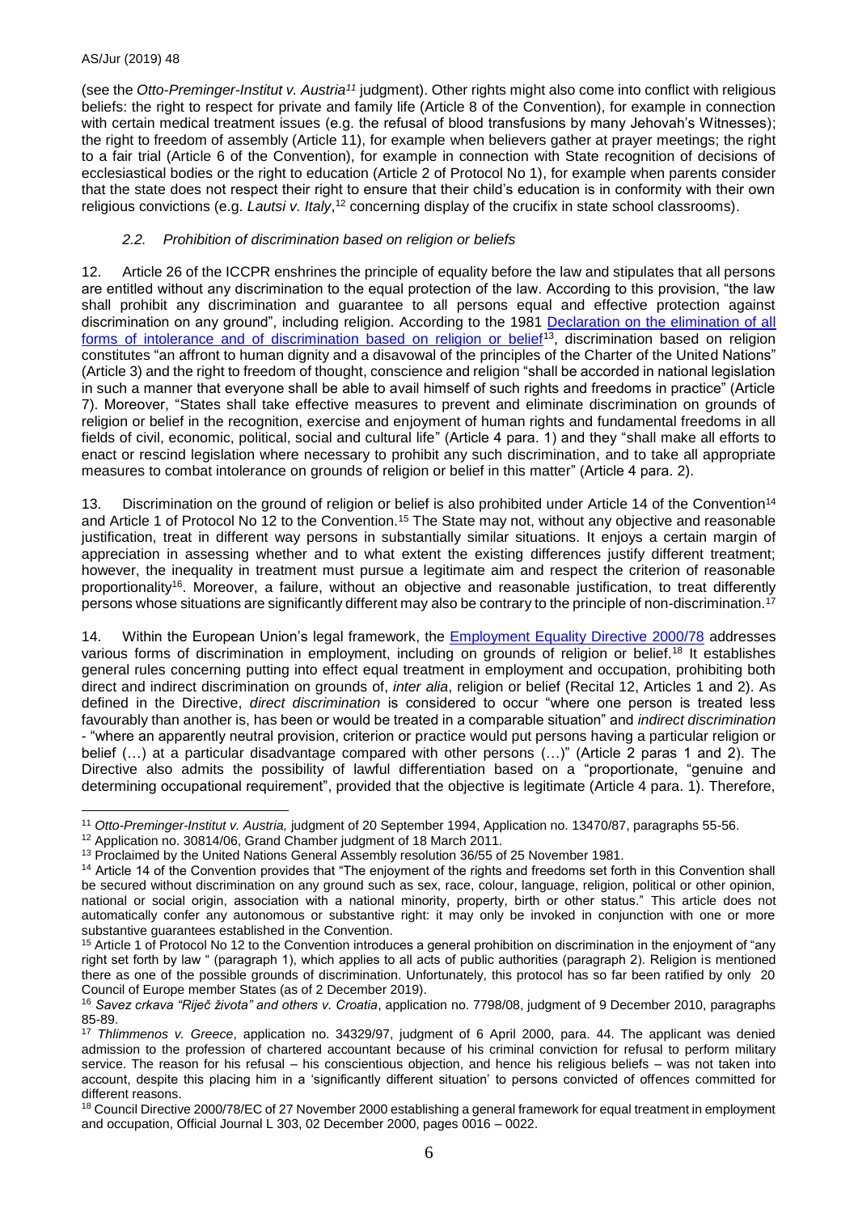(see the *Otto-Preminger-Institut v. Austria*[11] judgment). Other rights might also come into conflict with religious beliefs: the right to respect for private and family life (Article 8 of the Convention), for example in connection with certain medical treatment issues (e.g. the refusal of blood transfusions by many Jehovah's Witnesses); the right to freedom of assembly (Article 11), for example when believers gather at prayer meetings; the right to a fair trial (Article 6 of the Convention), for example in connection with State recognition of decisions of ecclesiastical bodies or the right to education (Article 2 of Protocol No 1), for example when parents consider that the state does not respect their right to ensure that their child's education is in conformity with their own religious convictions (e.g. *Lautsi v. Italy*,[12] concerning display of the crucifix in state school classrooms).

### *2.2. Prohibition of discrimination based on religion or beliefs*

12. Article 26 of the ICCPR enshrines the principle of equality before the law and stipulates that all persons are entitled without any discrimination to the equal protection of the law. According to this provision, "the law shall prohibit any discrimination and guarantee to all persons equal and effective protection against discrimination on any ground", including religion. According to the 1981 Declaration on the elimination of all forms of intolerance and of discrimination based on religion or belief[13], discrimination based on religion constitutes "an affront to human dignity and a disavowal of the principles of the Charter of the United Nations" (Article 3) and the right to freedom of thought, conscience and religion "shall be accorded in national legislation in such a manner that everyone shall be able to avail himself of such rights and freedoms in practice" (Article 7). Moreover, "States shall take effective measures to prevent and eliminate discrimination on grounds of religion or belief in the recognition, exercise and enjoyment of human rights and fundamental freedoms in all fields of civil, economic, political, social and cultural life" (Article 4 para. 1) and they "shall make all efforts to enact or rescind legislation where necessary to prohibit any such discrimination, and to take all appropriate measures to combat intolerance on grounds of religion or belief in this matter" (Article 4 para. 2).

13. Discrimination on the ground of religion or belief is also prohibited under Article 14 of the Convention[14] and Article 1 of Protocol No 12 to the Convention.[15] The State may not, without any objective and reasonable justification, treat in different way persons in substantially similar situations. It enjoys a certain margin of appreciation in assessing whether and to what extent the existing differences justify different treatment; however, the inequality in treatment must pursue a legitimate aim and respect the criterion of reasonable proportionality[16]. Moreover, a failure, without an objective and reasonable justification, to treat differently persons whose situations are significantly different may also be contrary to the principle of non-discrimination.[17]

14. Within the European Union's legal framework, the Employment Equality Directive 2000/78 addresses various forms of discrimination in employment, including on grounds of religion or belief.[18] It establishes general rules concerning putting into effect equal treatment in employment and occupation, prohibiting both direct and indirect discrimination on grounds of, *inter alia*, religion or belief (Recital 12, Articles 1 and 2). As defined in the Directive, *direct discrimination* is considered to occur "where one person is treated less favourably than another is, has been or would be treated in a comparable situation" and *indirect discrimination* - "where an apparently neutral provision, criterion or practice would put persons having a particular religion or belief (…) at a particular disadvantage compared with other persons (…)" (Article 2 paras 1 and 2). The Directive also admits the possibility of lawful differentiation based on a "proportionate, "genuine and determining occupational requirement", provided that the objective is legitimate (Article 4 para. 1). Therefore,

---

[11] *Otto-Preminger-Institut v. Austria,* judgment of 20 September 1994, Application no. 13470/87, paragraphs 55-56.

[12] Application no. 30814/06, Grand Chamber judgment of 18 March 2011.

[13] Proclaimed by the United Nations General Assembly resolution 36/55 of 25 November 1981.

[14] Article 14 of the Convention provides that "The enjoyment of the rights and freedoms set forth in this Convention shall be secured without discrimination on any ground such as sex, race, colour, language, religion, political or other opinion, national or social origin, association with a national minority, property, birth or other status." This article does not automatically confer any autonomous or substantive right: it may only be invoked in conjunction with one or more substantive guarantees established in the Convention.

[15] Article 1 of Protocol No 12 to the Convention introduces a general prohibition on discrimination in the enjoyment of "any right set forth by law " (paragraph 1), which applies to all acts of public authorities (paragraph 2). Religion is mentioned there as one of the possible grounds of discrimination. Unfortunately, this protocol has so far been ratified by only 20 Council of Europe member States (as of 2 December 2019).

[16] *Savez crkava "Riječ života" and others v. Croatia*, application no. 7798/08, judgment of 9 December 2010, paragraphs 85-89.

[17] *Thlimmenos v. Greece*, application no. 34329/97, judgment of 6 April 2000, para. 44. The applicant was denied admission to the profession of chartered accountant because of his criminal conviction for refusal to perform military service. The reason for his refusal – his conscientious objection, and hence his religious beliefs – was not taken into account, despite this placing him in a 'significantly different situation' to persons convicted of offences committed for different reasons.

[18] Council Directive 2000/78/EC of 27 November 2000 establishing a general framework for equal treatment in employment and occupation, Official Journal L 303, 02 December 2000, pages 0016 – 0022.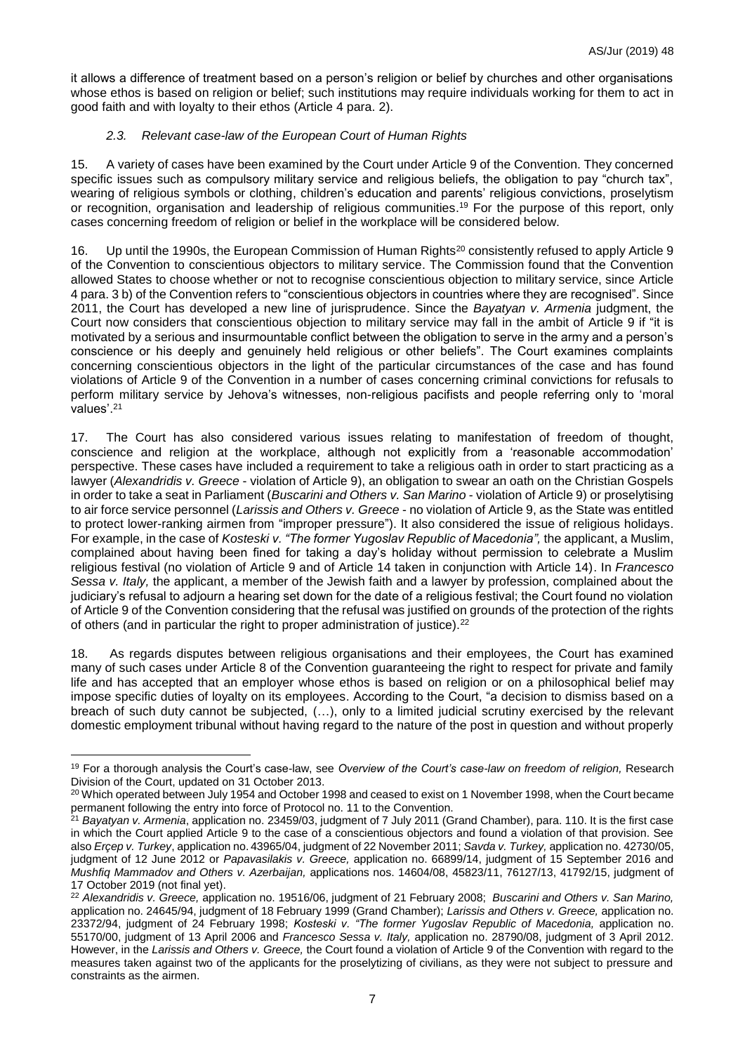it allows a difference of treatment based on a person's religion or belief by churches and other organisations whose ethos is based on religion or belief; such institutions may require individuals working for them to act in good faith and with loyalty to their ethos (Article 4 para. 2).

### *2.3. Relevant case-law of the European Court of Human Rights*

15. A variety of cases have been examined by the Court under Article 9 of the Convention. They concerned specific issues such as compulsory military service and religious beliefs, the obligation to pay "church tax", wearing of religious symbols or clothing, children's education and parents' religious convictions, proselytism or recognition, organisation and leadership of religious communities.[19] For the purpose of this report, only cases concerning freedom of religion or belief in the workplace will be considered below.

16. Up until the 1990s, the European Commission of Human Rights[20] consistently refused to apply Article 9 of the Convention to conscientious objectors to military service. The Commission found that the Convention allowed States to choose whether or not to recognise conscientious objection to military service, since Article 4 para. 3 b) of the Convention refers to "conscientious objectors in countries where they are recognised". Since 2011, the Court has developed a new line of jurisprudence. Since the *Bayatyan v. Armenia* judgment, the Court now considers that conscientious objection to military service may fall in the ambit of Article 9 if "it is motivated by a serious and insurmountable conflict between the obligation to serve in the army and a person's conscience or his deeply and genuinely held religious or other beliefs". The Court examines complaints concerning conscientious objectors in the light of the particular circumstances of the case and has found violations of Article 9 of the Convention in a number of cases concerning criminal convictions for refusals to perform military service by Jehova's witnesses, non-religious pacifists and people referring only to 'moral values'.[21]

17. The Court has also considered various issues relating to manifestation of freedom of thought, conscience and religion at the workplace, although not explicitly from a 'reasonable accommodation' perspective. These cases have included a requirement to take a religious oath in order to start practicing as a lawyer (*Alexandridis v. Greece* - violation of Article 9), an obligation to swear an oath on the Christian Gospels in order to take a seat in Parliament (*Buscarini and Others v. San Marino* - violation of Article 9) or proselytising to air force service personnel (*Larissis and Others v. Greece* - no violation of Article 9, as the State was entitled to protect lower-ranking airmen from "improper pressure"). It also considered the issue of religious holidays. For example, in the case of *Kosteski v. "The former Yugoslav Republic of Macedonia",* the applicant, a Muslim, complained about having been fined for taking a day's holiday without permission to celebrate a Muslim religious festival (no violation of Article 9 and of Article 14 taken in conjunction with Article 14). In *Francesco Sessa v. Italy,* the applicant, a member of the Jewish faith and a lawyer by profession, complained about the judiciary's refusal to adjourn a hearing set down for the date of a religious festival; the Court found no violation of Article 9 of the Convention considering that the refusal was justified on grounds of the protection of the rights of others (and in particular the right to proper administration of justice).[22]

18. As regards disputes between religious organisations and their employees, the Court has examined many of such cases under Article 8 of the Convention guaranteeing the right to respect for private and family life and has accepted that an employer whose ethos is based on religion or on a philosophical belief may impose specific duties of loyalty on its employees. According to the Court, "a decision to dismiss based on a breach of such duty cannot be subjected, (…), only to a limited judicial scrutiny exercised by the relevant domestic employment tribunal without having regard to the nature of the post in question and without properly

---

[19] For a thorough analysis the Court's case-law, see *Overview of the Court's case-law on freedom of religion,* Research Division of the Court, updated on 31 October 2013.

[20] Which operated between July 1954 and October 1998 and ceased to exist on 1 November 1998, when the Court became permanent following the entry into force of Protocol no. 11 to the Convention.

[21] *Bayatyan v. Armenia*, application no. 23459/03, judgment of 7 July 2011 (Grand Chamber), para. 110. It is the first case in which the Court applied Article 9 to the case of a conscientious objectors and found a violation of that provision. See also *Erçep v. Turkey*, application no. 43965/04, judgment of 22 November 2011; *Savda v. Turkey,* application no. 42730/05, judgment of 12 June 2012 or *Papavasilakis v. Greece,* application no. 66899/14, judgment of 15 September 2016 and *Mushfiq Mammadov and Others v. Azerbaijan,* applications nos. 14604/08, 45823/11, 76127/13, 41792/15, judgment of 17 October 2019 (not final yet).

[22] *Alexandridis v. Greece,* application no. 19516/06, judgment of 21 February 2008; *Buscarini and Others v. San Marino,* application no. 24645/94, judgment of 18 February 1999 (Grand Chamber); *Larissis and Others v. Greece,* application no. 23372/94, judgment of 24 February 1998; *Kosteski v. "The former Yugoslav Republic of Macedonia,* application no. 55170/00, judgment of 13 April 2006 and *Francesco Sessa v. Italy,* application no. 28790/08, judgment of 3 April 2012. However, in the *Larissis and Others v. Greece,* the Court found a violation of Article 9 of the Convention with regard to the measures taken against two of the applicants for the proselytizing of civilians, as they were not subject to pressure and constraints as the airmen.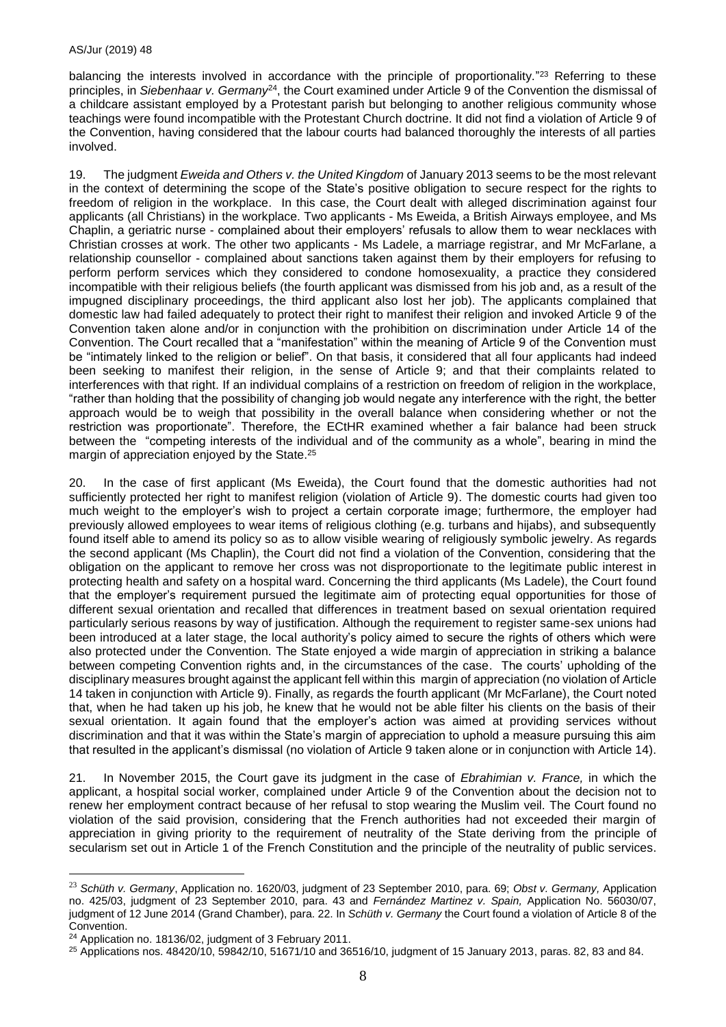balancing the interests involved in accordance with the principle of proportionality."[23] Referring to these principles, in *Siebenhaar v. Germany*[24], the Court examined under Article 9 of the Convention the dismissal of a childcare assistant employed by a Protestant parish but belonging to another religious community whose teachings were found incompatible with the Protestant Church doctrine. It did not find a violation of Article 9 of the Convention, having considered that the labour courts had balanced thoroughly the interests of all parties involved.

19. The judgment *Eweida and Others v. the United Kingdom* of January 2013 seems to be the most relevant in the context of determining the scope of the State's positive obligation to secure respect for the rights to freedom of religion in the workplace. In this case, the Court dealt with alleged discrimination against four applicants (all Christians) in the workplace. Two applicants - Ms Eweida, a British Airways employee, and Ms Chaplin, a geriatric nurse - complained about their employers' refusals to allow them to wear necklaces with Christian crosses at work. The other two applicants - Ms Ladele, a marriage registrar, and Mr McFarlane, a relationship counsellor - complained about sanctions taken against them by their employers for refusing to perform perform services which they considered to condone homosexuality, a practice they considered incompatible with their religious beliefs (the fourth applicant was dismissed from his job and, as a result of the impugned disciplinary proceedings, the third applicant also lost her job). The applicants complained that domestic law had failed adequately to protect their right to manifest their religion and invoked Article 9 of the Convention taken alone and/or in conjunction with the prohibition on discrimination under Article 14 of the Convention. The Court recalled that a "manifestation" within the meaning of Article 9 of the Convention must be "intimately linked to the religion or belief". On that basis, it considered that all four applicants had indeed been seeking to manifest their religion, in the sense of Article 9; and that their complaints related to interferences with that right. If an individual complains of a restriction on freedom of religion in the workplace, "rather than holding that the possibility of changing job would negate any interference with the right, the better approach would be to weigh that possibility in the overall balance when considering whether or not the restriction was proportionate". Therefore, the ECtHR examined whether a fair balance had been struck between the "competing interests of the individual and of the community as a whole", bearing in mind the margin of appreciation enjoyed by the State.[25]

20. In the case of first applicant (Ms Eweida), the Court found that the domestic authorities had not sufficiently protected her right to manifest religion (violation of Article 9). The domestic courts had given too much weight to the employer's wish to project a certain corporate image; furthermore, the employer had previously allowed employees to wear items of religious clothing (e.g. turbans and hijabs), and subsequently found itself able to amend its policy so as to allow visible wearing of religiously symbolic jewelry. As regards the second applicant (Ms Chaplin), the Court did not find a violation of the Convention, considering that the obligation on the applicant to remove her cross was not disproportionate to the legitimate public interest in protecting health and safety on a hospital ward. Concerning the third applicants (Ms Ladele), the Court found that the employer's requirement pursued the legitimate aim of protecting equal opportunities for those of different sexual orientation and recalled that differences in treatment based on sexual orientation required particularly serious reasons by way of justification. Although the requirement to register same-sex unions had been introduced at a later stage, the local authority's policy aimed to secure the rights of others which were also protected under the Convention. The State enjoyed a wide margin of appreciation in striking a balance between competing Convention rights and, in the circumstances of the case. The courts' upholding of the disciplinary measures brought against the applicant fell within this margin of appreciation (no violation of Article 14 taken in conjunction with Article 9). Finally, as regards the fourth applicant (Mr McFarlane), the Court noted that, when he had taken up his job, he knew that he would not be able filter his clients on the basis of their sexual orientation. It again found that the employer's action was aimed at providing services without discrimination and that it was within the State's margin of appreciation to uphold a measure pursuing this aim that resulted in the applicant's dismissal (no violation of Article 9 taken alone or in conjunction with Article 14).

21. In November 2015, the Court gave its judgment in the case of *Ebrahimian v. France,* in which the applicant, a hospital social worker, complained under Article 9 of the Convention about the decision not to renew her employment contract because of her refusal to stop wearing the Muslim veil. The Court found no violation of the said provision, considering that the French authorities had not exceeded their margin of appreciation in giving priority to the requirement of neutrality of the State deriving from the principle of secularism set out in Article 1 of the French Constitution and the principle of the neutrality of public services.

---

[23] *Schüth v. Germany*, Application no. 1620/03, judgment of 23 September 2010, para. 69; *Obst v. Germany,* Application no. 425/03, judgment of 23 September 2010, para. 43 and *Fernández Martinez v. Spain,* Application No. 56030/07, judgment of 12 June 2014 (Grand Chamber), para. 22. In *Schüth v. Germany* the Court found a violation of Article 8 of the Convention.

[24] Application no. 18136/02, judgment of 3 February 2011.

[25] Applications nos. 48420/10, 59842/10, 51671/10 and 36516/10, judgment of 15 January 2013, paras. 82, 83 and 84.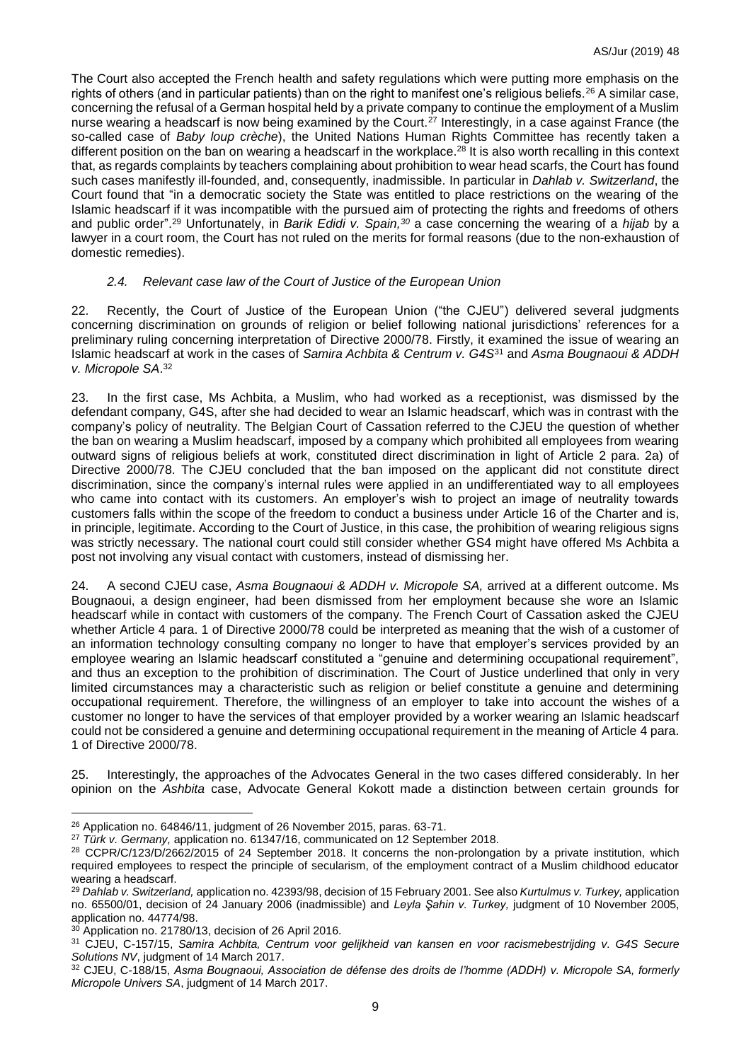The Court also accepted the French health and safety regulations which were putting more emphasis on the rights of others (and in particular patients) than on the right to manifest one's religious beliefs.[26] A similar case, concerning the refusal of a German hospital held by a private company to continue the employment of a Muslim nurse wearing a headscarf is now being examined by the Court.[27] Interestingly, in a case against France (the so-called case of *Baby loup crèche*), the United Nations Human Rights Committee has recently taken a different position on the ban on wearing a headscarf in the workplace.[28] It is also worth recalling in this context that, as regards complaints by teachers complaining about prohibition to wear head scarfs, the Court has found such cases manifestly ill-founded, and, consequently, inadmissible. In particular in *Dahlab v. Switzerland*, the Court found that "in a democratic society the State was entitled to place restrictions on the wearing of the Islamic headscarf if it was incompatible with the pursued aim of protecting the rights and freedoms of others and public order".[29] Unfortunately, in *Barik Edidi v. Spain,*[30] a case concerning the wearing of a *hijab* by a lawyer in a court room, the Court has not ruled on the merits for formal reasons (due to the non-exhaustion of domestic remedies).

### *2.4. Relevant case law of the Court of Justice of the European Union*

22. Recently, the Court of Justice of the European Union ("the CJEU") delivered several judgments concerning discrimination on grounds of religion or belief following national jurisdictions' references for a preliminary ruling concerning interpretation of Directive 2000/78. Firstly, it examined the issue of wearing an Islamic headscarf at work in the cases of *Samira Achbita & Centrum v. G4S*[31] and *Asma Bougnaoui & ADDH v. Micropole SA*.[32]

23. In the first case, Ms Achbita, a Muslim, who had worked as a receptionist, was dismissed by the defendant company, G4S, after she had decided to wear an Islamic headscarf, which was in contrast with the company's policy of neutrality. The Belgian Court of Cassation referred to the CJEU the question of whether the ban on wearing a Muslim headscarf, imposed by a company which prohibited all employees from wearing outward signs of religious beliefs at work, constituted direct discrimination in light of Article 2 para. 2a) of Directive 2000/78. The CJEU concluded that the ban imposed on the applicant did not constitute direct discrimination, since the company's internal rules were applied in an undifferentiated way to all employees who came into contact with its customers. An employer's wish to project an image of neutrality towards customers falls within the scope of the freedom to conduct a business under Article 16 of the Charter and is, in principle, legitimate. According to the Court of Justice, in this case, the prohibition of wearing religious signs was strictly necessary. The national court could still consider whether GS4 might have offered Ms Achbita a post not involving any visual contact with customers, instead of dismissing her.

24. A second CJEU case, *Asma Bougnaoui & ADDH v. Micropole SA,* arrived at a different outcome. Ms Bougnaoui, a design engineer, had been dismissed from her employment because she wore an Islamic headscarf while in contact with customers of the company. The French Court of Cassation asked the CJEU whether Article 4 para. 1 of Directive 2000/78 could be interpreted as meaning that the wish of a customer of an information technology consulting company no longer to have that employer's services provided by an employee wearing an Islamic headscarf constituted a "genuine and determining occupational requirement", and thus an exception to the prohibition of discrimination. The Court of Justice underlined that only in very limited circumstances may a characteristic such as religion or belief constitute a genuine and determining occupational requirement. Therefore, the willingness of an employer to take into account the wishes of a customer no longer to have the services of that employer provided by a worker wearing an Islamic headscarf could not be considered a genuine and determining occupational requirement in the meaning of Article 4 para. 1 of Directive 2000/78.

25. Interestingly, the approaches of the Advocates General in the two cases differed considerably. In her opinion on the *Ashbita* case, Advocate General Kokott made a distinction between certain grounds for

---

[26] Application no. 64846/11, judgment of 26 November 2015, paras. 63-71.

[27] *Türk v. Germany,* application no. 61347/16, communicated on 12 September 2018.

[28] CCPR/C/123/D/2662/2015 of 24 September 2018. It concerns the non-prolongation by a private institution, which required employees to respect the principle of secularism, of the employment contract of a Muslim childhood educator wearing a headscarf.

[29] *Dahlab v. Switzerland,* application no. 42393/98, decision of 15 February 2001. See also *Kurtulmus v. Turkey,* application no. 65500/01, decision of 24 January 2006 (inadmissible) and *Leyla Şahin v. Turkey,* judgment of 10 November 2005, application no. 44774/98.

[30] Application no. 21780/13, decision of 26 April 2016.

[31] CJEU, C-157/15, *Samira Achbita, Centrum voor gelijkheid van kansen en voor racismebestrijding v. G4S Secure Solutions NV*, judgment of 14 March 2017.

[32] CJEU, C-188/15, *Asma Bougnaoui, Association de défense des droits de l'homme (ADDH) v. Micropole SA, formerly Micropole Univers SA*, judgment of 14 March 2017.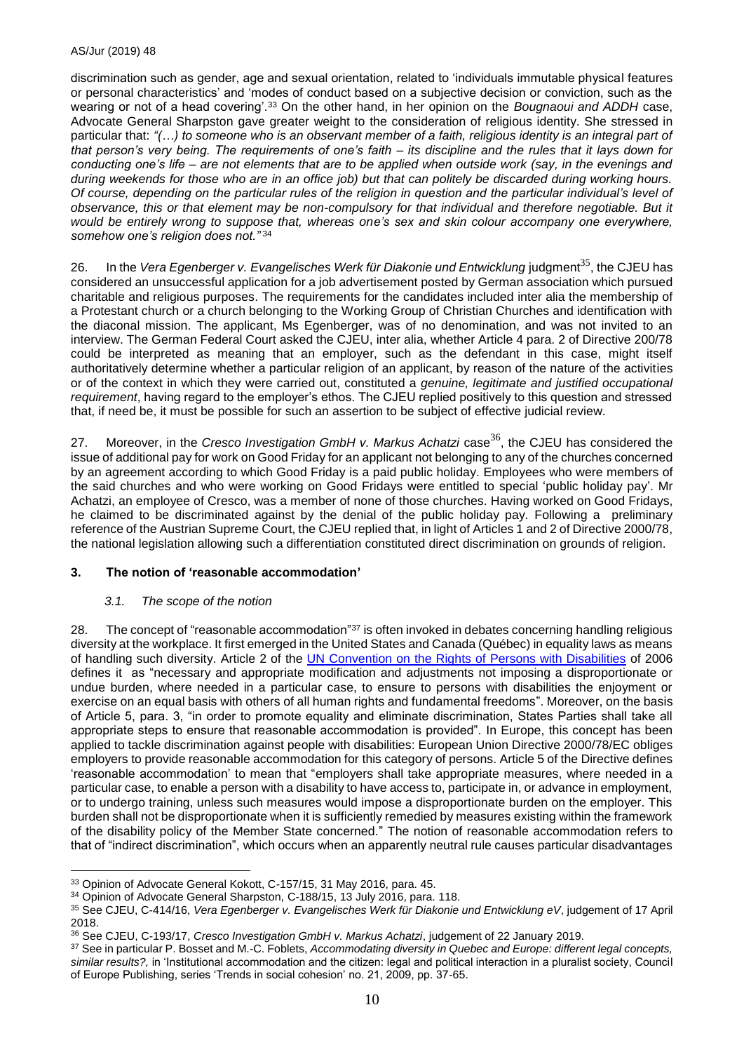discrimination such as gender, age and sexual orientation, related to 'individuals immutable physical features or personal characteristics' and 'modes of conduct based on a subjective decision or conviction, such as the wearing or not of a head covering'.[33] On the other hand, in her opinion on the *Bougnaoui and ADDH* case, Advocate General Sharpston gave greater weight to the consideration of religious identity. She stressed in particular that: *"(…) to someone who is an observant member of a faith, religious identity is an integral part of that person's very being. The requirements of one's faith – its discipline and the rules that it lays down for conducting one's life – are not elements that are to be applied when outside work (say, in the evenings and during weekends for those who are in an office job) but that can politely be discarded during working hours. Of course, depending on the particular rules of the religion in question and the particular individual's level of observance, this or that element may be non-compulsory for that individual and therefore negotiable. But it would be entirely wrong to suppose that, whereas one's sex and skin colour accompany one everywhere, somehow one's religion does not."*[34]

26. In the *Vera Egenberger v. Evangelisches Werk für Diakonie und Entwicklung* judgment[35], the CJEU has considered an unsuccessful application for a job advertisement posted by German association which pursued charitable and religious purposes. The requirements for the candidates included inter alia the membership of a Protestant church or a church belonging to the Working Group of Christian Churches and identification with the diaconal mission. The applicant, Ms Egenberger, was of no denomination, and was not invited to an interview. The German Federal Court asked the CJEU, inter alia, whether Article 4 para. 2 of Directive 200/78 could be interpreted as meaning that an employer, such as the defendant in this case, might itself authoritatively determine whether a particular religion of an applicant, by reason of the nature of the activities or of the context in which they were carried out, constituted a *genuine, legitimate and justified occupational requirement*, having regard to the employer's ethos. The CJEU replied positively to this question and stressed that, if need be, it must be possible for such an assertion to be subject of effective judicial review.

27. Moreover, in the *Cresco Investigation GmbH v. Markus Achatzi* case[36], the CJEU has considered the issue of additional pay for work on Good Friday for an applicant not belonging to any of the churches concerned by an agreement according to which Good Friday is a paid public holiday. Employees who were members of the said churches and who were working on Good Fridays were entitled to special 'public holiday pay'. Mr Achatzi, an employee of Cresco, was a member of none of those churches. Having worked on Good Fridays, he claimed to be discriminated against by the denial of the public holiday pay. Following a preliminary reference of the Austrian Supreme Court, the CJEU replied that, in light of Articles 1 and 2 of Directive 2000/78, the national legislation allowing such a differentiation constituted direct discrimination on grounds of religion.

## 3. The notion of 'reasonable accommodation'

### *3.1. The scope of the notion*

28. The concept of "reasonable accommodation"[37] is often invoked in debates concerning handling religious diversity at the workplace. It first emerged in the United States and Canada (Québec) in equality laws as means of handling such diversity. Article 2 of the UN Convention on the Rights of Persons with Disabilities of 2006 defines it as "necessary and appropriate modification and adjustments not imposing a disproportionate or undue burden, where needed in a particular case, to ensure to persons with disabilities the enjoyment or exercise on an equal basis with others of all human rights and fundamental freedoms". Moreover, on the basis of Article 5, para. 3, "in order to promote equality and eliminate discrimination, States Parties shall take all appropriate steps to ensure that reasonable accommodation is provided". In Europe, this concept has been applied to tackle discrimination against people with disabilities: European Union Directive 2000/78/EC obliges employers to provide reasonable accommodation for this category of persons. Article 5 of the Directive defines 'reasonable accommodation' to mean that "employers shall take appropriate measures, where needed in a particular case, to enable a person with a disability to have access to, participate in, or advance in employment, or to undergo training, unless such measures would impose a disproportionate burden on the employer. This burden shall not be disproportionate when it is sufficiently remedied by measures existing within the framework of the disability policy of the Member State concerned." The notion of reasonable accommodation refers to that of "indirect discrimination", which occurs when an apparently neutral rule causes particular disadvantages

---

[33] Opinion of Advocate General Kokott, C-157/15, 31 May 2016, para. 45.

[34] Opinion of Advocate General Sharpston, C-188/15, 13 July 2016, para. 118.

[35] See CJEU, C-414/16, *Vera Egenberger v. Evangelisches Werk für Diakonie und Entwicklung eV*, judgement of 17 April 2018.

[36] See CJEU, C-193/17, *Cresco Investigation GmbH v. Markus Achatzi*, judgement of 22 January 2019.

[37] See in particular P. Bosset and M.-C. Foblets, *Accommodating diversity in Quebec and Europe: different legal concepts, similar results?,* in 'Institutional accommodation and the citizen: legal and political interaction in a pluralist society, Council of Europe Publishing, series 'Trends in social cohesion' no. 21, 2009, pp. 37-65.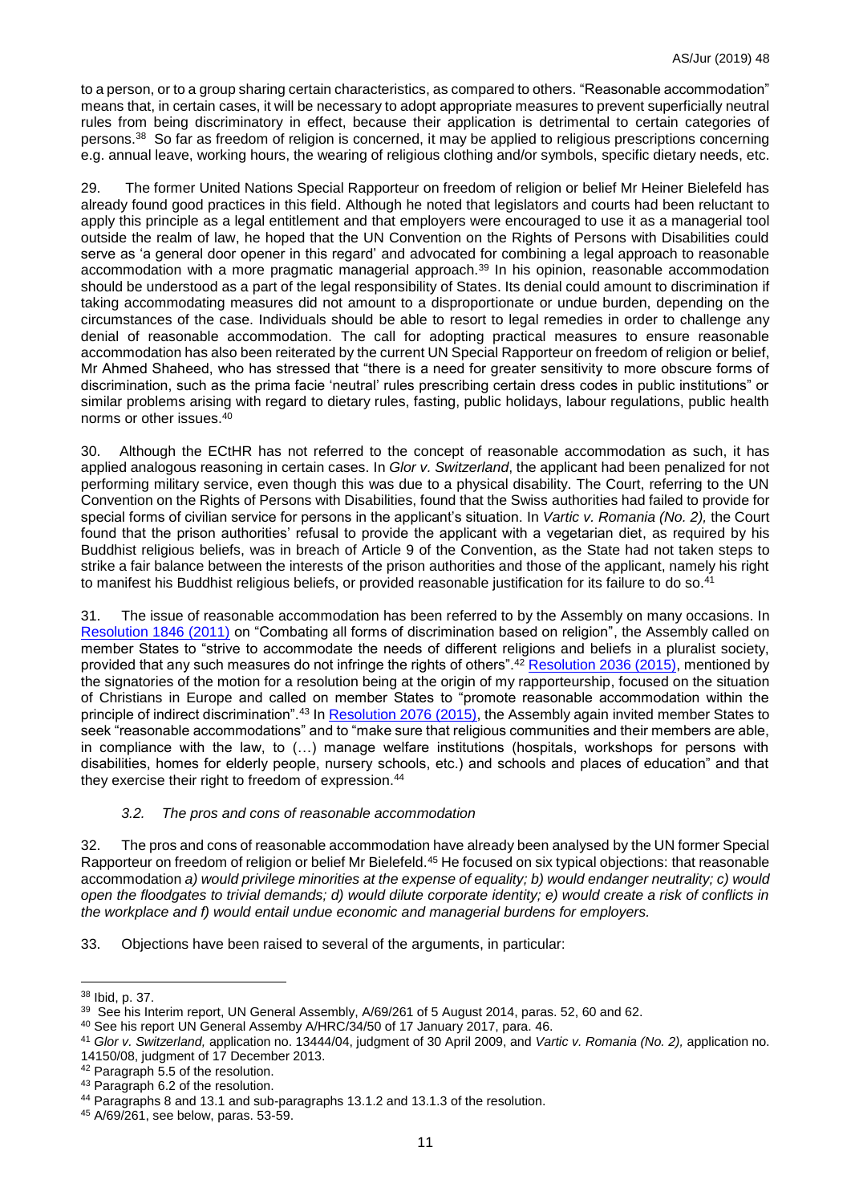to a person, or to a group sharing certain characteristics, as compared to others. "Reasonable accommodation" means that, in certain cases, it will be necessary to adopt appropriate measures to prevent superficially neutral rules from being discriminatory in effect, because their application is detrimental to certain categories of persons.[38] So far as freedom of religion is concerned, it may be applied to religious prescriptions concerning e.g. annual leave, working hours, the wearing of religious clothing and/or symbols, specific dietary needs, etc.

29. The former United Nations Special Rapporteur on freedom of religion or belief Mr Heiner Bielefeld has already found good practices in this field. Although he noted that legislators and courts had been reluctant to apply this principle as a legal entitlement and that employers were encouraged to use it as a managerial tool outside the realm of law, he hoped that the UN Convention on the Rights of Persons with Disabilities could serve as 'a general door opener in this regard' and advocated for combining a legal approach to reasonable accommodation with a more pragmatic managerial approach.[39] In his opinion, reasonable accommodation should be understood as a part of the legal responsibility of States. Its denial could amount to discrimination if taking accommodating measures did not amount to a disproportionate or undue burden, depending on the circumstances of the case. Individuals should be able to resort to legal remedies in order to challenge any denial of reasonable accommodation. The call for adopting practical measures to ensure reasonable accommodation has also been reiterated by the current UN Special Rapporteur on freedom of religion or belief, Mr Ahmed Shaheed, who has stressed that "there is a need for greater sensitivity to more obscure forms of discrimination, such as the prima facie 'neutral' rules prescribing certain dress codes in public institutions" or similar problems arising with regard to dietary rules, fasting, public holidays, labour regulations, public health norms or other issues.[40]

30. Although the ECtHR has not referred to the concept of reasonable accommodation as such, it has applied analogous reasoning in certain cases. In *Glor v. Switzerland*, the applicant had been penalized for not performing military service, even though this was due to a physical disability. The Court, referring to the UN Convention on the Rights of Persons with Disabilities, found that the Swiss authorities had failed to provide for special forms of civilian service for persons in the applicant's situation. In *Vartic v. Romania (No. 2),* the Court found that the prison authorities' refusal to provide the applicant with a vegetarian diet, as required by his Buddhist religious beliefs, was in breach of Article 9 of the Convention, as the State had not taken steps to strike a fair balance between the interests of the prison authorities and those of the applicant, namely his right to manifest his Buddhist religious beliefs, or provided reasonable justification for its failure to do so.[41]

31. The issue of reasonable accommodation has been referred to by the Assembly on many occasions. In Resolution 1846 (2011) on "Combating all forms of discrimination based on religion", the Assembly called on member States to "strive to accommodate the needs of different religions and beliefs in a pluralist society, provided that any such measures do not infringe the rights of others".[42] Resolution 2036 (2015), mentioned by the signatories of the motion for a resolution being at the origin of my rapporteurship, focused on the situation of Christians in Europe and called on member States to "promote reasonable accommodation within the principle of indirect discrimination".[43] In Resolution 2076 (2015), the Assembly again invited member States to seek "reasonable accommodations" and to "make sure that religious communities and their members are able, in compliance with the law, to (…) manage welfare institutions (hospitals, workshops for persons with disabilities, homes for elderly people, nursery schools, etc.) and schools and places of education" and that they exercise their right to freedom of expression.[44]

### *3.2. The pros and cons of reasonable accommodation*

32. The pros and cons of reasonable accommodation have already been analysed by the UN former Special Rapporteur on freedom of religion or belief Mr Bielefeld.[45] He focused on six typical objections: that reasonable accommodation *a) would privilege minorities at the expense of equality; b) would endanger neutrality; c) would open the floodgates to trivial demands; d) would dilute corporate identity; e) would create a risk of conflicts in the workplace and f) would entail undue economic and managerial burdens for employers.*

33. Objections have been raised to several of the arguments, in particular:

---

[38] Ibid, p. 37.

[39] See his Interim report, UN General Assembly, A/69/261 of 5 August 2014, paras. 52, 60 and 62.

[40] See his report UN General Assemby A/HRC/34/50 of 17 January 2017, para. 46.

[41] *Glor v. Switzerland,* application no. 13444/04, judgment of 30 April 2009, and *Vartic v. Romania (No. 2),* application no. 14150/08, judgment of 17 December 2013.

[42] Paragraph 5.5 of the resolution.

[43] Paragraph 6.2 of the resolution.

[44] Paragraphs 8 and 13.1 and sub-paragraphs 13.1.2 and 13.1.3 of the resolution.

[45] A/69/261, see below, paras. 53-59.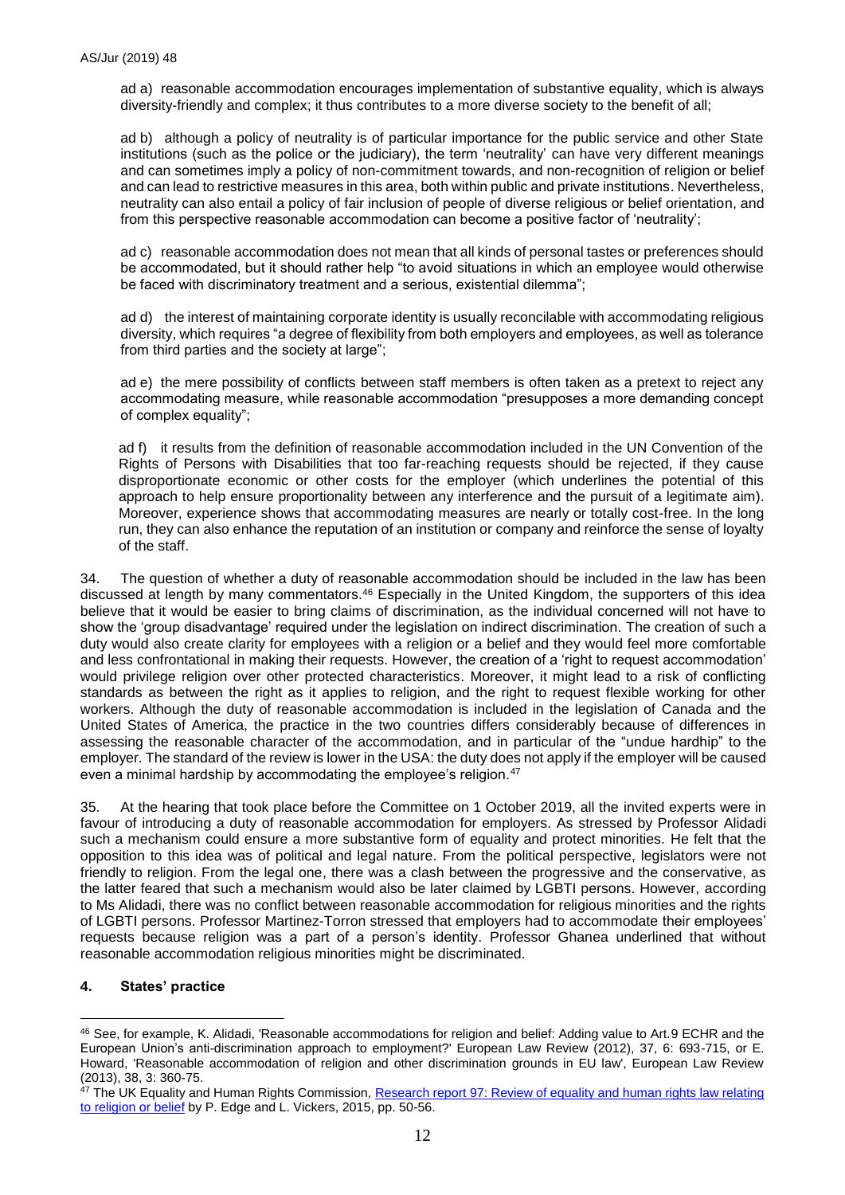ad a) reasonable accommodation encourages implementation of substantive equality, which is always diversity-friendly and complex; it thus contributes to a more diverse society to the benefit of all;

ad b) although a policy of neutrality is of particular importance for the public service and other State institutions (such as the police or the judiciary), the term 'neutrality' can have very different meanings and can sometimes imply a policy of non-commitment towards, and non-recognition of religion or belief and can lead to restrictive measures in this area, both within public and private institutions. Nevertheless, neutrality can also entail a policy of fair inclusion of people of diverse religious or belief orientation, and from this perspective reasonable accommodation can become a positive factor of 'neutrality';

ad c) reasonable accommodation does not mean that all kinds of personal tastes or preferences should be accommodated, but it should rather help "to avoid situations in which an employee would otherwise be faced with discriminatory treatment and a serious, existential dilemma";

ad d) the interest of maintaining corporate identity is usually reconcilable with accommodating religious diversity, which requires "a degree of flexibility from both employers and employees, as well as tolerance from third parties and the society at large";

ad e) the mere possibility of conflicts between staff members is often taken as a pretext to reject any accommodating measure, while reasonable accommodation "presupposes a more demanding concept of complex equality";

ad f) it results from the definition of reasonable accommodation included in the UN Convention of the Rights of Persons with Disabilities that too far-reaching requests should be rejected, if they cause disproportionate economic or other costs for the employer (which underlines the potential of this approach to help ensure proportionality between any interference and the pursuit of a legitimate aim). Moreover, experience shows that accommodating measures are nearly or totally cost-free. In the long run, they can also enhance the reputation of an institution or company and reinforce the sense of loyalty of the staff.

34. The question of whether a duty of reasonable accommodation should be included in the law has been discussed at length by many commentators.[46] Especially in the United Kingdom, the supporters of this idea believe that it would be easier to bring claims of discrimination, as the individual concerned will not have to show the 'group disadvantage' required under the legislation on indirect discrimination. The creation of such a duty would also create clarity for employees with a religion or a belief and they would feel more comfortable and less confrontational in making their requests. However, the creation of a 'right to request accommodation' would privilege religion over other protected characteristics. Moreover, it might lead to a risk of conflicting standards as between the right as it applies to religion, and the right to request flexible working for other workers. Although the duty of reasonable accommodation is included in the legislation of Canada and the United States of America, the practice in the two countries differs considerably because of differences in assessing the reasonable character of the accommodation, and in particular of the "undue hardhip" to the employer. The standard of the review is lower in the USA: the duty does not apply if the employer will be caused even a minimal hardship by accommodating the employee's religion.[47]

35. At the hearing that took place before the Committee on 1 October 2019, all the invited experts were in favour of introducing a duty of reasonable accommodation for employers. As stressed by Professor Alidadi such a mechanism could ensure a more substantive form of equality and protect minorities. He felt that the opposition to this idea was of political and legal nature. From the political perspective, legislators were not friendly to religion. From the legal one, there was a clash between the progressive and the conservative, as the latter feared that such a mechanism would also be later claimed by LGBTI persons. However, according to Ms Alidadi, there was no conflict between reasonable accommodation for religious minorities and the rights of LGBTI persons. Professor Martinez-Torron stressed that employers had to accommodate their employees' requests because religion was a part of a person's identity. Professor Ghanea underlined that without reasonable accommodation religious minorities might be discriminated.

## 4. States' practice

---

[46] See, for example, K. Alidadi, 'Reasonable accommodations for religion and belief: Adding value to Art.9 ECHR and the European Union's anti-discrimination approach to employment?' European Law Review (2012), 37, 6: 693-715, or E. Howard, 'Reasonable accommodation of religion and other discrimination grounds in EU law', European Law Review (2013), 38, 3: 360-75.

[47] The UK Equality and Human Rights Commission, Research report 97: Review of equality and human rights law relating to religion or belief by P. Edge and L. Vickers, 2015, pp. 50-56.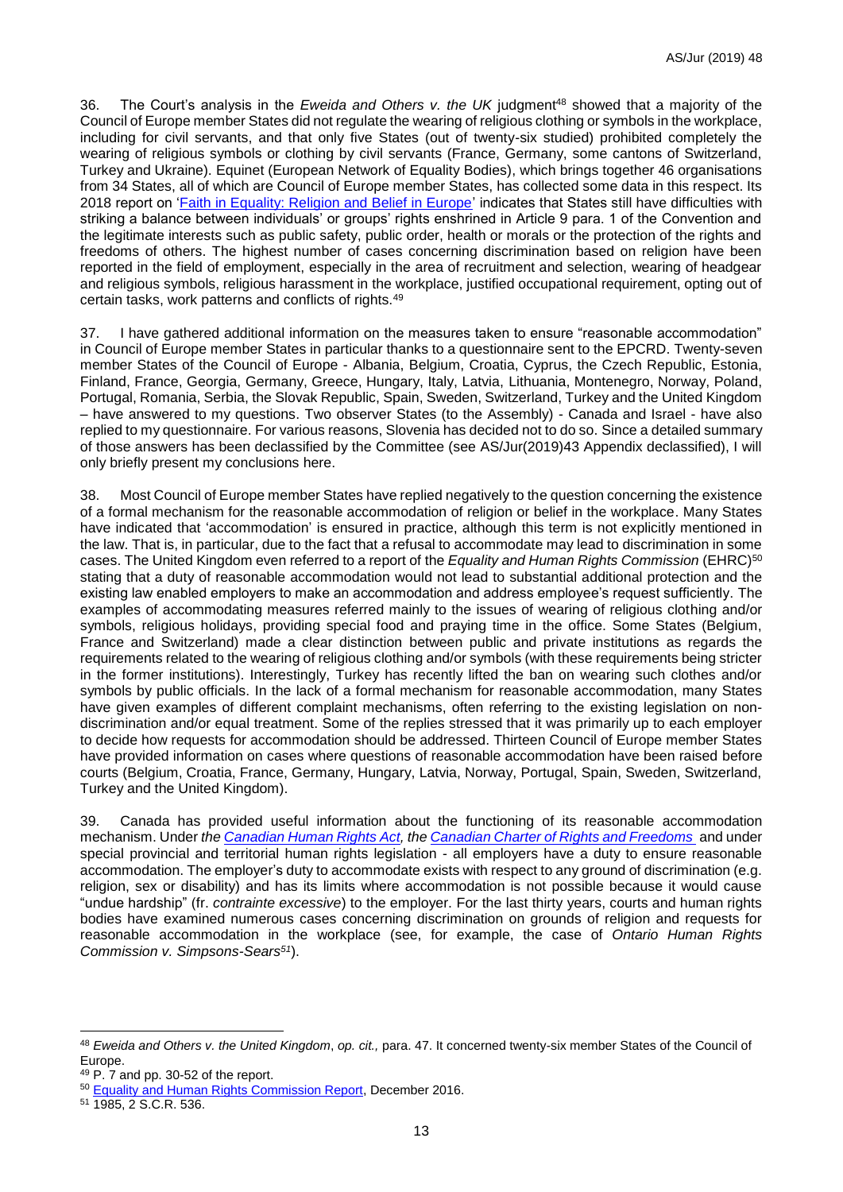36. The Court's analysis in the *Eweida and Others v. the UK* judgment[48] showed that a majority of the Council of Europe member States did not regulate the wearing of religious clothing or symbols in the workplace, including for civil servants, and that only five States (out of twenty-six studied) prohibited completely the wearing of religious symbols or clothing by civil servants (France, Germany, some cantons of Switzerland, Turkey and Ukraine). Equinet (European Network of Equality Bodies), which brings together 46 organisations from 34 States, all of which are Council of Europe member States, has collected some data in this respect. Its 2018 report on 'Faith in Equality: Religion and Belief in Europe' indicates that States still have difficulties with striking a balance between individuals' or groups' rights enshrined in Article 9 para. 1 of the Convention and the legitimate interests such as public safety, public order, health or morals or the protection of the rights and freedoms of others. The highest number of cases concerning discrimination based on religion have been reported in the field of employment, especially in the area of recruitment and selection, wearing of headgear and religious symbols, religious harassment in the workplace, justified occupational requirement, opting out of certain tasks, work patterns and conflicts of rights.[49]

37. I have gathered additional information on the measures taken to ensure "reasonable accommodation" in Council of Europe member States in particular thanks to a questionnaire sent to the EPCRD. Twenty-seven member States of the Council of Europe - Albania, Belgium, Croatia, Cyprus, the Czech Republic, Estonia, Finland, France, Georgia, Germany, Greece, Hungary, Italy, Latvia, Lithuania, Montenegro, Norway, Poland, Portugal, Romania, Serbia, the Slovak Republic, Spain, Sweden, Switzerland, Turkey and the United Kingdom – have answered to my questions. Two observer States (to the Assembly) - Canada and Israel - have also replied to my questionnaire. For various reasons, Slovenia has decided not to do so. Since a detailed summary of those answers has been declassified by the Committee (see AS/Jur(2019)43 Appendix declassified), I will only briefly present my conclusions here.

38. Most Council of Europe member States have replied negatively to the question concerning the existence of a formal mechanism for the reasonable accommodation of religion or belief in the workplace. Many States have indicated that 'accommodation' is ensured in practice, although this term is not explicitly mentioned in the law. That is, in particular, due to the fact that a refusal to accommodate may lead to discrimination in some cases. The United Kingdom even referred to a report of the *Equality and Human Rights Commission* (EHRC)[50] stating that a duty of reasonable accommodation would not lead to substantial additional protection and the existing law enabled employers to make an accommodation and address employee's request sufficiently. The examples of accommodating measures referred mainly to the issues of wearing of religious clothing and/or symbols, religious holidays, providing special food and praying time in the office. Some States (Belgium, France and Switzerland) made a clear distinction between public and private institutions as regards the requirements related to the wearing of religious clothing and/or symbols (with these requirements being stricter in the former institutions). Interestingly, Turkey has recently lifted the ban on wearing such clothes and/or symbols by public officials. In the lack of a formal mechanism for reasonable accommodation, many States have given examples of different complaint mechanisms, often referring to the existing legislation on non-discrimination and/or equal treatment. Some of the replies stressed that it was primarily up to each employer to decide how requests for accommodation should be addressed. Thirteen Council of Europe member States have provided information on cases where questions of reasonable accommodation have been raised before courts (Belgium, Croatia, France, Germany, Hungary, Latvia, Norway, Portugal, Spain, Sweden, Switzerland, Turkey and the United Kingdom).

39. Canada has provided useful information about the functioning of its reasonable accommodation mechanism. Under *the Canadian Human Rights Act, the Canadian Charter of Rights and Freedoms* and under special provincial and territorial human rights legislation - all employers have a duty to ensure reasonable accommodation. The employer's duty to accommodate exists with respect to any ground of discrimination (e.g. religion, sex or disability) and has its limits where accommodation is not possible because it would cause "undue hardship" (fr. *contrainte excessive*) to the employer. For the last thirty years, courts and human rights bodies have examined numerous cases concerning discrimination on grounds of religion and requests for reasonable accommodation in the workplace (see, for example, the case of *Ontario Human Rights Commission v. Simpsons-Sears*[51]).

---

[48] *Eweida and Others v. the United Kingdom*, *op. cit.,* para. 47. It concerned twenty-six member States of the Council of Europe.

[49] P. 7 and pp. 30-52 of the report.

[50] Equality and Human Rights Commission Report, December 2016.

[51] 1985, 2 S.C.R. 536.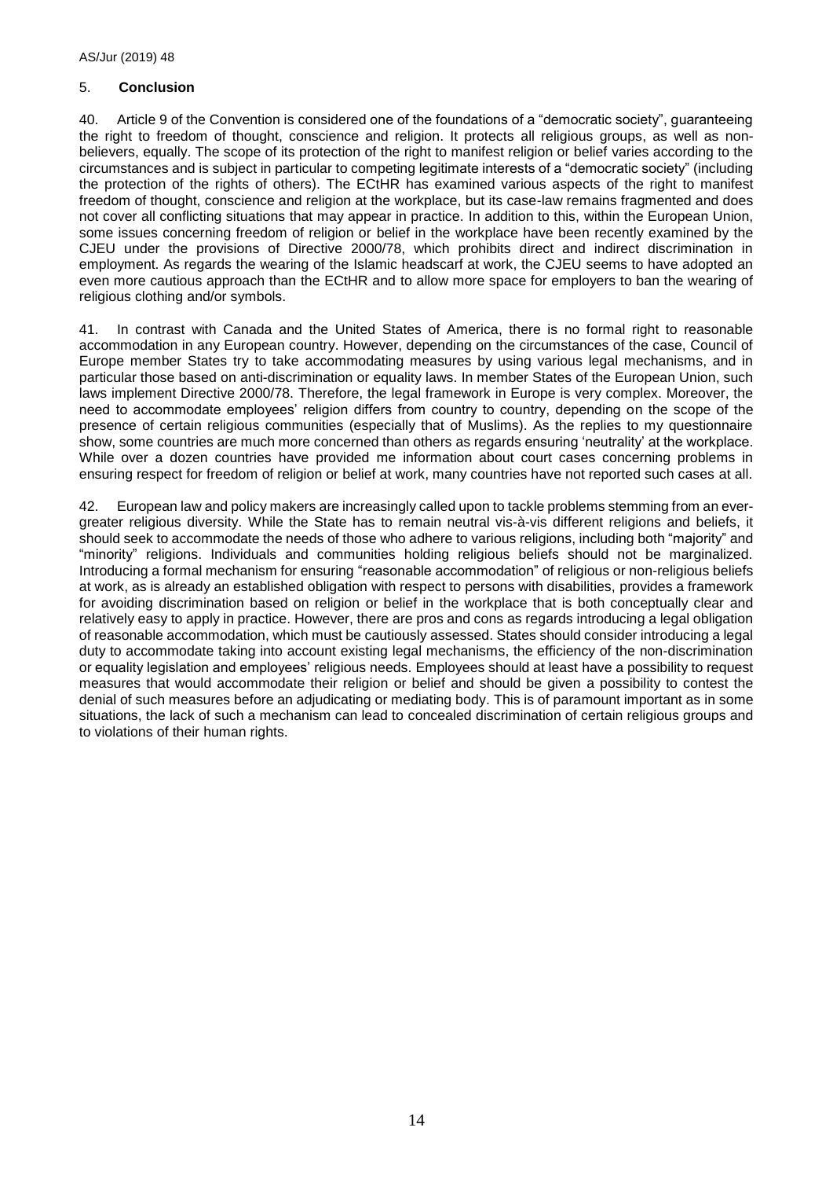## 5. **Conclusion**

40. Article 9 of the Convention is considered one of the foundations of a "democratic society", guaranteeing the right to freedom of thought, conscience and religion. It protects all religious groups, as well as non-believers, equally. The scope of its protection of the right to manifest religion or belief varies according to the circumstances and is subject in particular to competing legitimate interests of a "democratic society" (including the protection of the rights of others). The ECtHR has examined various aspects of the right to manifest freedom of thought, conscience and religion at the workplace, but its case-law remains fragmented and does not cover all conflicting situations that may appear in practice. In addition to this, within the European Union, some issues concerning freedom of religion or belief in the workplace have been recently examined by the CJEU under the provisions of Directive 2000/78, which prohibits direct and indirect discrimination in employment. As regards the wearing of the Islamic headscarf at work, the CJEU seems to have adopted an even more cautious approach than the ECtHR and to allow more space for employers to ban the wearing of religious clothing and/or symbols.

41. In contrast with Canada and the United States of America, there is no formal right to reasonable accommodation in any European country. However, depending on the circumstances of the case, Council of Europe member States try to take accommodating measures by using various legal mechanisms, and in particular those based on anti-discrimination or equality laws. In member States of the European Union, such laws implement Directive 2000/78. Therefore, the legal framework in Europe is very complex. Moreover, the need to accommodate employees' religion differs from country to country, depending on the scope of the presence of certain religious communities (especially that of Muslims). As the replies to my questionnaire show, some countries are much more concerned than others as regards ensuring 'neutrality' at the workplace. While over a dozen countries have provided me information about court cases concerning problems in ensuring respect for freedom of religion or belief at work, many countries have not reported such cases at all.

42. European law and policy makers are increasingly called upon to tackle problems stemming from an ever-greater religious diversity. While the State has to remain neutral vis-à-vis different religions and beliefs, it should seek to accommodate the needs of those who adhere to various religions, including both "majority" and "minority" religions. Individuals and communities holding religious beliefs should not be marginalized. Introducing a formal mechanism for ensuring "reasonable accommodation" of religious or non-religious beliefs at work, as is already an established obligation with respect to persons with disabilities, provides a framework for avoiding discrimination based on religion or belief in the workplace that is both conceptually clear and relatively easy to apply in practice. However, there are pros and cons as regards introducing a legal obligation of reasonable accommodation, which must be cautiously assessed. States should consider introducing a legal duty to accommodate taking into account existing legal mechanisms, the efficiency of the non-discrimination or equality legislation and employees' religious needs. Employees should at least have a possibility to request measures that would accommodate their religion or belief and should be given a possibility to contest the denial of such measures before an adjudicating or mediating body. This is of paramount important as in some situations, the lack of such a mechanism can lead to concealed discrimination of certain religious groups and to violations of their human rights.